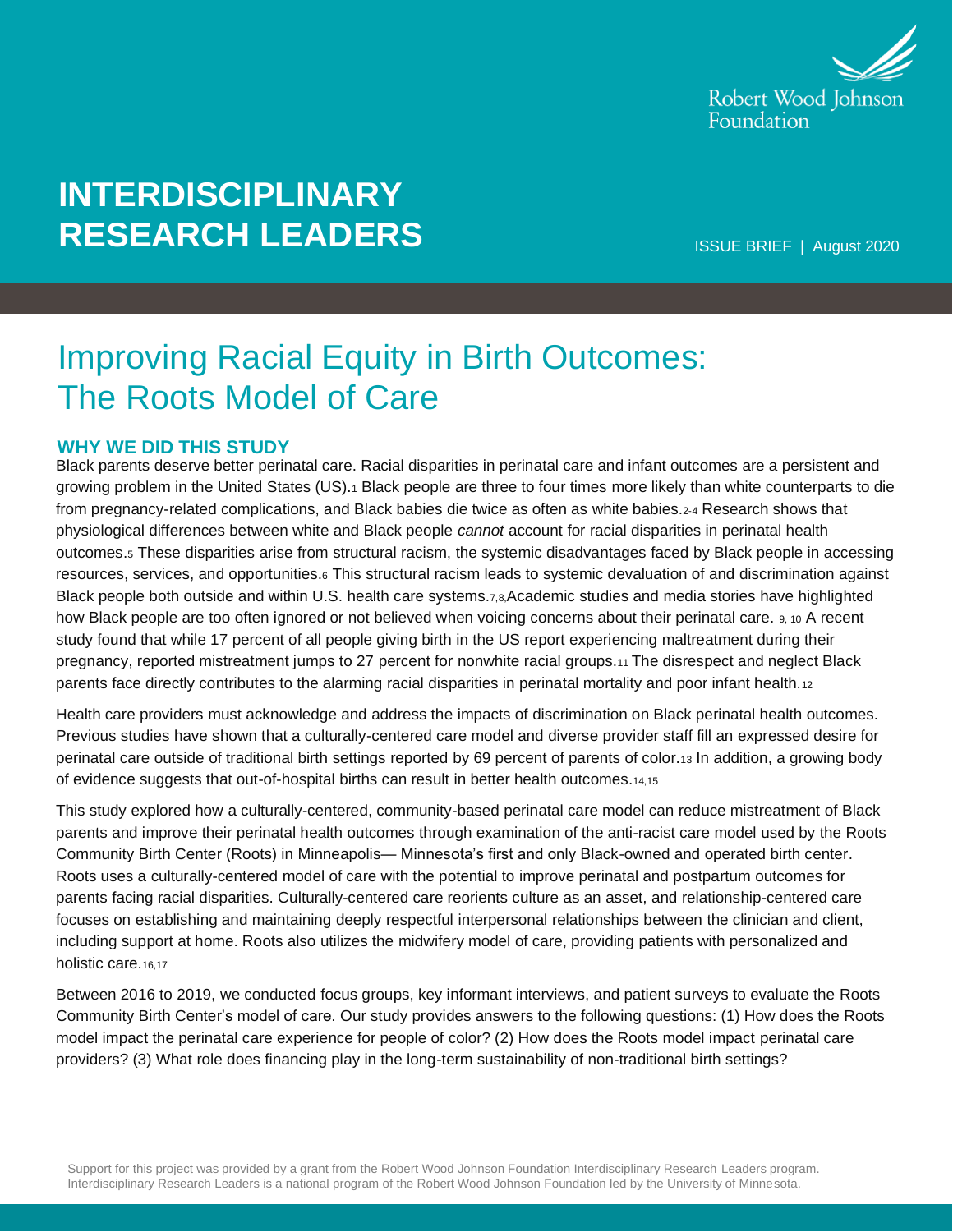Robert Wood Johnson Foundation

# INTERDISCIPLINARY RESEARCH LEADERS

ISSUE BRIEF | August 2020

# Improving Racial Equity in Birth Outcomes: The Roots Model of Care

## WHY WE DID THIS STUDY

Black parents deserve better perinatal care. Racial disparities in perinatal care and infant outcomes are a persistent and growing problem in the United States (US).[1] Black people are three to four times more likely than white counterparts to die from pregnancy-related complications, and Black babies die twice as often as white babies.[2-4] Research shows that physiological differences between white and Black people *cannot* account for racial disparities in perinatal health outcomes.[5] These disparities arise from structural racism, the systemic disadvantages faced by Black people in accessing resources, services, and opportunities.[6] This structural racism leads to systemic devaluation of and discrimination against Black people both outside and within U.S. health care systems.[7,8] Academic studies and media stories have highlighted how Black people are too often ignored or not believed when voicing concerns about their perinatal care.[9, 10] A recent study found that while 17 percent of all people giving birth in the US report experiencing maltreatment during their pregnancy, reported mistreatment jumps to 27 percent for nonwhite racial groups.[11] The disrespect and neglect Black parents face directly contributes to the alarming racial disparities in perinatal mortality and poor infant health.[12]

Health care providers must acknowledge and address the impacts of discrimination on Black perinatal health outcomes. Previous studies have shown that a culturally-centered care model and diverse provider staff fill an expressed desire for perinatal care outside of traditional birth settings reported by 69 percent of parents of color.[13] In addition, a growing body of evidence suggests that out-of-hospital births can result in better health outcomes.[14,15]

This study explored how a culturally-centered, community-based perinatal care model can reduce mistreatment of Black parents and improve their perinatal health outcomes through examination of the anti-racist care model used by the Roots Community Birth Center (Roots) in Minneapolis— Minnesota's first and only Black-owned and operated birth center. Roots uses a culturally-centered model of care with the potential to improve perinatal and postpartum outcomes for parents facing racial disparities. Culturally-centered care reorients culture as an asset, and relationship-centered care focuses on establishing and maintaining deeply respectful interpersonal relationships between the clinician and client, including support at home. Roots also utilizes the midwifery model of care, providing patients with personalized and holistic care.[16,17]

Between 2016 to 2019, we conducted focus groups, key informant interviews, and patient surveys to evaluate the Roots Community Birth Center's model of care. Our study provides answers to the following questions: (1) How does the Roots model impact the perinatal care experience for people of color? (2) How does the Roots model impact perinatal care providers? (3) What role does financing play in the long-term sustainability of non-traditional birth settings?

Support for this project was provided by a grant from the Robert Wood Johnson Foundation Interdisciplinary Research Leaders program. Interdisciplinary Research Leaders is a national program of the Robert Wood Johnson Foundation led by the University of Minnesota.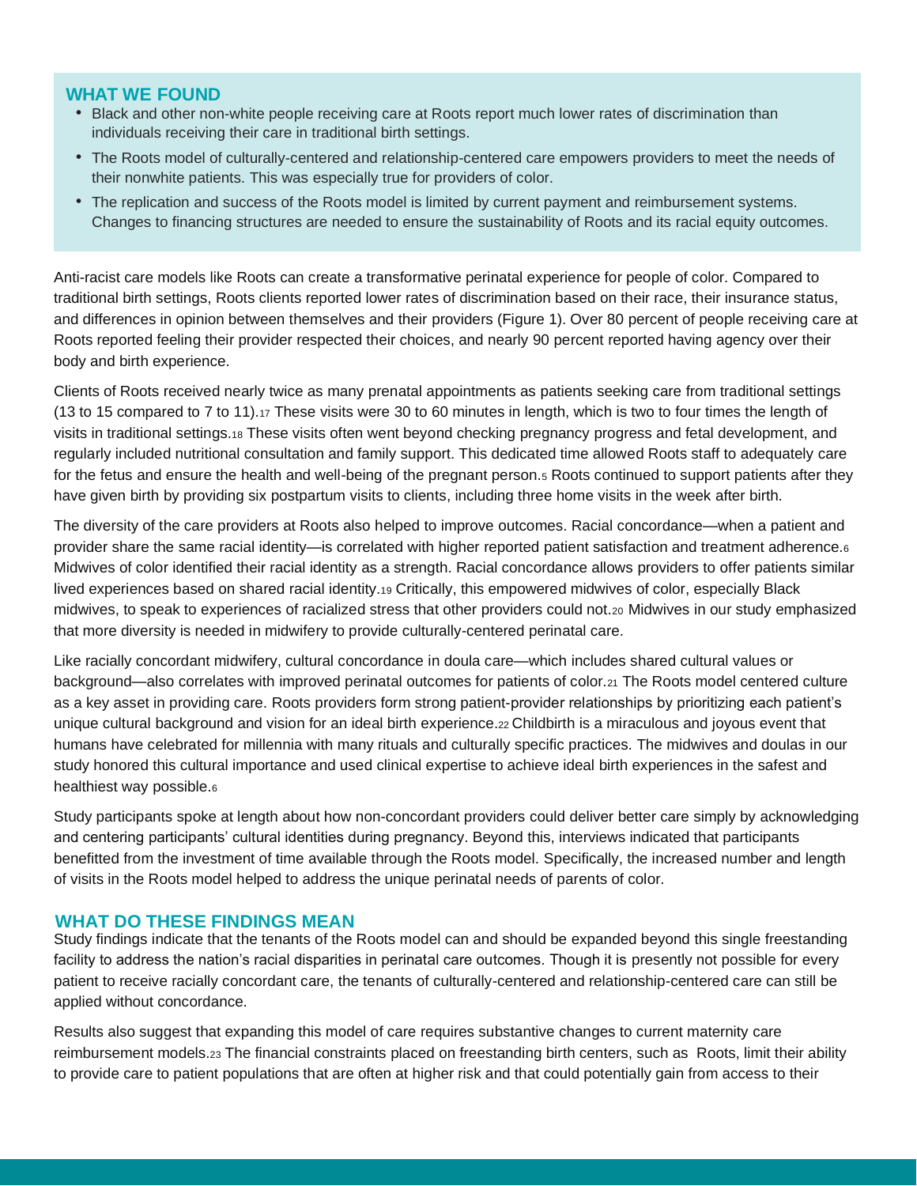## WHAT WE FOUND

- Black and other non-white people receiving care at Roots report much lower rates of discrimination than individuals receiving their care in traditional birth settings.
- The Roots model of culturally-centered and relationship-centered care empowers providers to meet the needs of their nonwhite patients. This was especially true for providers of color.
- The replication and success of the Roots model is limited by current payment and reimbursement systems. Changes to financing structures are needed to ensure the sustainability of Roots and its racial equity outcomes.

Anti-racist care models like Roots can create a transformative perinatal experience for people of color. Compared to traditional birth settings, Roots clients reported lower rates of discrimination based on their race, their insurance status, and differences in opinion between themselves and their providers (Figure 1). Over 80 percent of people receiving care at Roots reported feeling their provider respected their choices, and nearly 90 percent reported having agency over their body and birth experience.

Clients of Roots received nearly twice as many prenatal appointments as patients seeking care from traditional settings (13 to 15 compared to 7 to 11).[17] These visits were 30 to 60 minutes in length, which is two to four times the length of visits in traditional settings.[18] These visits often went beyond checking pregnancy progress and fetal development, and regularly included nutritional consultation and family support. This dedicated time allowed Roots staff to adequately care for the fetus and ensure the health and well-being of the pregnant person.[5] Roots continued to support patients after they have given birth by providing six postpartum visits to clients, including three home visits in the week after birth.

The diversity of the care providers at Roots also helped to improve outcomes. Racial concordance—when a patient and provider share the same racial identity—is correlated with higher reported patient satisfaction and treatment adherence.[6] Midwives of color identified their racial identity as a strength. Racial concordance allows providers to offer patients similar lived experiences based on shared racial identity.[19] Critically, this empowered midwives of color, especially Black midwives, to speak to experiences of racialized stress that other providers could not.[20] Midwives in our study emphasized that more diversity is needed in midwifery to provide culturally-centered perinatal care.

Like racially concordant midwifery, cultural concordance in doula care—which includes shared cultural values or background—also correlates with improved perinatal outcomes for patients of color.[21] The Roots model centered culture as a key asset in providing care. Roots providers form strong patient-provider relationships by prioritizing each patient's unique cultural background and vision for an ideal birth experience.[22] Childbirth is a miraculous and joyous event that humans have celebrated for millennia with many rituals and culturally specific practices. The midwives and doulas in our study honored this cultural importance and used clinical expertise to achieve ideal birth experiences in the safest and healthiest way possible.[6]

Study participants spoke at length about how non-concordant providers could deliver better care simply by acknowledging and centering participants' cultural identities during pregnancy. Beyond this, interviews indicated that participants benefitted from the investment of time available through the Roots model. Specifically, the increased number and length of visits in the Roots model helped to address the unique perinatal needs of parents of color.

## WHAT DO THESE FINDINGS MEAN

Study findings indicate that the tenants of the Roots model can and should be expanded beyond this single freestanding facility to address the nation's racial disparities in perinatal care outcomes. Though it is presently not possible for every patient to receive racially concordant care, the tenants of culturally-centered and relationship-centered care can still be applied without concordance.

Results also suggest that expanding this model of care requires substantive changes to current maternity care reimbursement models.[23] The financial constraints placed on freestanding birth centers, such as Roots, limit their ability to provide care to patient populations that are often at higher risk and that could potentially gain from access to their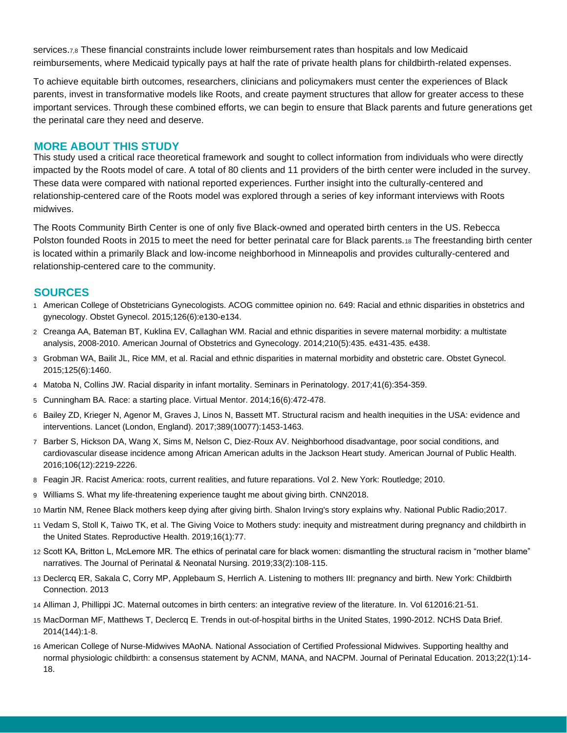services.[7,8] These financial constraints include lower reimbursement rates than hospitals and low Medicaid reimbursements, where Medicaid typically pays at half the rate of private health plans for childbirth-related expenses.

To achieve equitable birth outcomes, researchers, clinicians and policymakers must center the experiences of Black parents, invest in transformative models like Roots, and create payment structures that allow for greater access to these important services. Through these combined efforts, we can begin to ensure that Black parents and future generations get the perinatal care they need and deserve.

## MORE ABOUT THIS STUDY

This study used a critical race theoretical framework and sought to collect information from individuals who were directly impacted by the Roots model of care. A total of 80 clients and 11 providers of the birth center were included in the survey. These data were compared with national reported experiences. Further insight into the culturally-centered and relationship-centered care of the Roots model was explored through a series of key informant interviews with Roots midwives.

The Roots Community Birth Center is one of only five Black-owned and operated birth centers in the US. Rebecca Polston founded Roots in 2015 to meet the need for better perinatal care for Black parents.[18] The freestanding birth center is located within a primarily Black and low-income neighborhood in Minneapolis and provides culturally-centered and relationship-centered care to the community.

## SOURCES

1. American College of Obstetricians Gynecologists. ACOG committee opinion no. 649: Racial and ethnic disparities in obstetrics and gynecology. Obstet Gynecol. 2015;126(6):e130-e134.
2. Creanga AA, Bateman BT, Kuklina EV, Callaghan WM. Racial and ethnic disparities in severe maternal morbidity: a multistate analysis, 2008-2010. American Journal of Obstetrics and Gynecology. 2014;210(5):435. e431-435. e438.
3. Grobman WA, Bailit JL, Rice MM, et al. Racial and ethnic disparities in maternal morbidity and obstetric care. Obstet Gynecol. 2015;125(6):1460.
4. Matoba N, Collins JW. Racial disparity in infant mortality. Seminars in Perinatology. 2017;41(6):354-359.
5. Cunningham BA. Race: a starting place. Virtual Mentor. 2014;16(6):472-478.
6. Bailey ZD, Krieger N, Agenor M, Graves J, Linos N, Bassett MT. Structural racism and health inequities in the USA: evidence and interventions. Lancet (London, England). 2017;389(10077):1453-1463.
7. Barber S, Hickson DA, Wang X, Sims M, Nelson C, Diez-Roux AV. Neighborhood disadvantage, poor social conditions, and cardiovascular disease incidence among African American adults in the Jackson Heart study. American Journal of Public Health. 2016;106(12):2219-2226.
8. Feagin JR. Racist America: roots, current realities, and future reparations. Vol 2. New York: Routledge; 2010.
9. Williams S. What my life-threatening experience taught me about giving birth. CNN2018.
10. Martin NM, Renee Black mothers keep dying after giving birth. Shalon Irving's story explains why. National Public Radio;2017.
11. Vedam S, Stoll K, Taiwo TK, et al. The Giving Voice to Mothers study: inequity and mistreatment during pregnancy and childbirth in the United States. Reproductive Health. 2019;16(1):77.
12. Scott KA, Britton L, McLemore MR. The ethics of perinatal care for black women: dismantling the structural racism in "mother blame" narratives. The Journal of Perinatal & Neonatal Nursing. 2019;33(2):108-115.
13. Declercq ER, Sakala C, Corry MP, Applebaum S, Herrlich A. Listening to mothers III: pregnancy and birth. New York: Childbirth Connection. 2013
14. Alliman J, Phillippi JC. Maternal outcomes in birth centers: an integrative review of the literature. In. Vol 612016:21-51.
15. MacDorman MF, Matthews T, Declercq E. Trends in out-of-hospital births in the United States, 1990-2012. NCHS Data Brief. 2014(144):1-8.
16. American College of Nurse-Midwives MAoNA. National Association of Certified Professional Midwives. Supporting healthy and normal physiologic childbirth: a consensus statement by ACNM, MANA, and NACPM. Journal of Perinatal Education. 2013;22(1):14-18.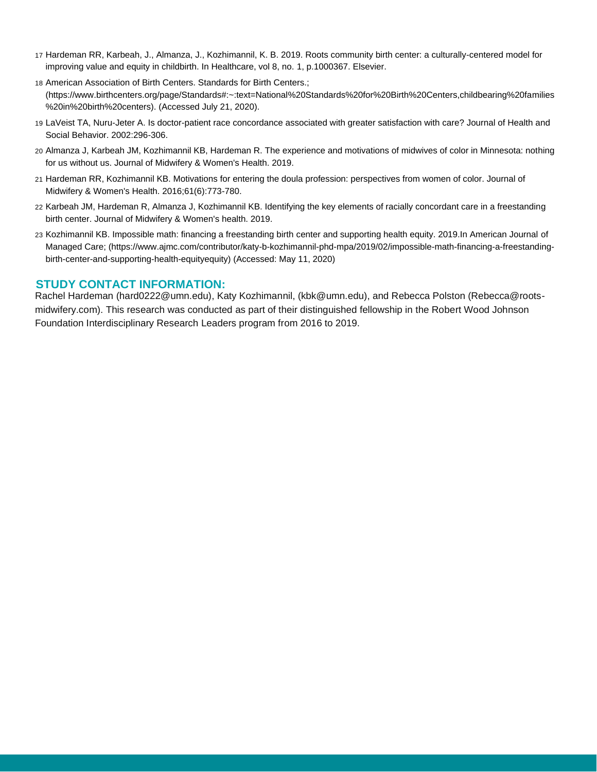17 Hardeman RR, Karbeah, J., Almanza, J., Kozhimannil, K. B. 2019. Roots community birth center: a culturally-centered model for improving value and equity in childbirth. In Healthcare, vol 8, no. 1, p.1000367. Elsevier.

18 American Association of Birth Centers. Standards for Birth Centers.; (https://www.birthcenters.org/page/Standards#:~:text=National%20Standards%20for%20Birth%20Centers,childbearing%20families%20in%20birth%20centers). (Accessed July 21, 2020).

19 LaVeist TA, Nuru-Jeter A. Is doctor-patient race concordance associated with greater satisfaction with care? Journal of Health and Social Behavior. 2002:296-306.

20 Almanza J, Karbeah JM, Kozhimannil KB, Hardeman R. The experience and motivations of midwives of color in Minnesota: nothing for us without us. Journal of Midwifery & Women's Health. 2019.

21 Hardeman RR, Kozhimannil KB. Motivations for entering the doula profession: perspectives from women of color. Journal of Midwifery & Women's Health. 2016;61(6):773-780.

22 Karbeah JM, Hardeman R, Almanza J, Kozhimannil KB. Identifying the key elements of racially concordant care in a freestanding birth center. Journal of Midwifery & Women's health. 2019.

23 Kozhimannil KB. Impossible math: financing a freestanding birth center and supporting health equity. 2019.In American Journal of Managed Care; (https://www.ajmc.com/contributor/katy-b-kozhimannil-phd-mpa/2019/02/impossible-math-financing-a-freestanding-birth-center-and-supporting-health-equityequity) (Accessed: May 11, 2020)

## STUDY CONTACT INFORMATION:

Rachel Hardeman (hard0222@umn.edu), Katy Kozhimannil, (kbk@umn.edu), and Rebecca Polston (Rebecca@roots-midwifery.com). This research was conducted as part of their distinguished fellowship in the Robert Wood Johnson Foundation Interdisciplinary Research Leaders program from 2016 to 2019.